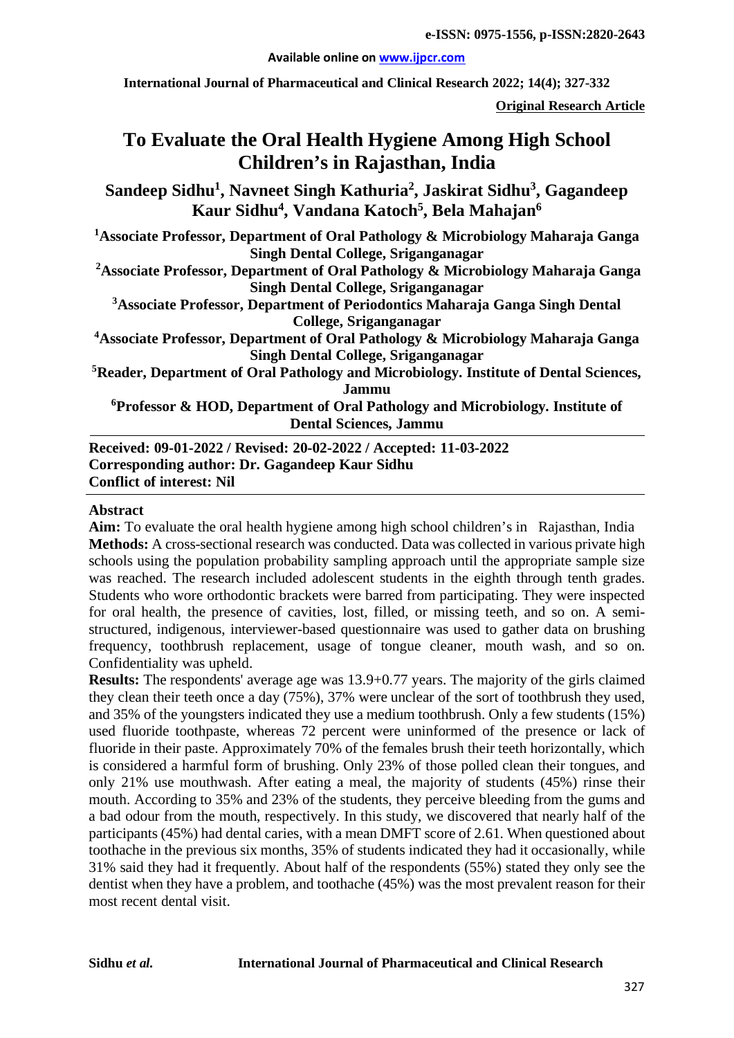**Original Research Article**

# To Evaluate the Oral Health Hygiene Among High School Children's in Rajasthan, India

**Sandeep Sidhu[1], Navneet Singh Kathuria[2], Jaskirat Sidhu[3], Gagandeep Kaur Sidhu[4], Vandana Katoch[5], Bela Mahajan[6]**

[1]Associate Professor, Department of Oral Pathology & Microbiology Maharaja Ganga Singh Dental College, Sriganganagar

[2]Associate Professor, Department of Oral Pathology & Microbiology Maharaja Ganga Singh Dental College, Sriganganagar

[3]Associate Professor, Department of Periodontics Maharaja Ganga Singh Dental College, Sriganganagar

[4]Associate Professor, Department of Oral Pathology & Microbiology Maharaja Ganga Singh Dental College, Sriganganagar

[5]Reader, Department of Oral Pathology and Microbiology. Institute of Dental Sciences, Jammu

[6]Professor & HOD, Department of Oral Pathology and Microbiology. Institute of Dental Sciences, Jammu

**Received: 09-01-2022 / Revised: 20-02-2022 / Accepted: 11-03-2022**
**Corresponding author: Dr. Gagandeep Kaur Sidhu**
**Conflict of interest: Nil**

## Abstract

**Aim:** To evaluate the oral health hygiene among high school children's in Rajasthan, India

**Methods:** A cross-sectional research was conducted. Data was collected in various private high schools using the population probability sampling approach until the appropriate sample size was reached. The research included adolescent students in the eighth through tenth grades. Students who wore orthodontic brackets were barred from participating. They were inspected for oral health, the presence of cavities, lost, filled, or missing teeth, and so on. A semi-structured, indigenous, interviewer-based questionnaire was used to gather data on brushing frequency, toothbrush replacement, usage of tongue cleaner, mouth wash, and so on. Confidentiality was upheld.

**Results:** The respondents' average age was 13.9+0.77 years. The majority of the girls claimed they clean their teeth once a day (75%), 37% were unclear of the sort of toothbrush they used, and 35% of the youngsters indicated they use a medium toothbrush. Only a few students (15%) used fluoride toothpaste, whereas 72 percent were uninformed of the presence or lack of fluoride in their paste. Approximately 70% of the females brush their teeth horizontally, which is considered a harmful form of brushing. Only 23% of those polled clean their tongues, and only 21% use mouthwash. After eating a meal, the majority of students (45%) rinse their mouth. According to 35% and 23% of the students, they perceive bleeding from the gums and a bad odour from the mouth, respectively. In this study, we discovered that nearly half of the participants (45%) had dental caries, with a mean DMFT score of 2.61. When questioned about toothache in the previous six months, 35% of students indicated they had it occasionally, while 31% said they had it frequently. About half of the respondents (55%) stated they only see the dentist when they have a problem, and toothache (45%) was the most prevalent reason for their most recent dental visit.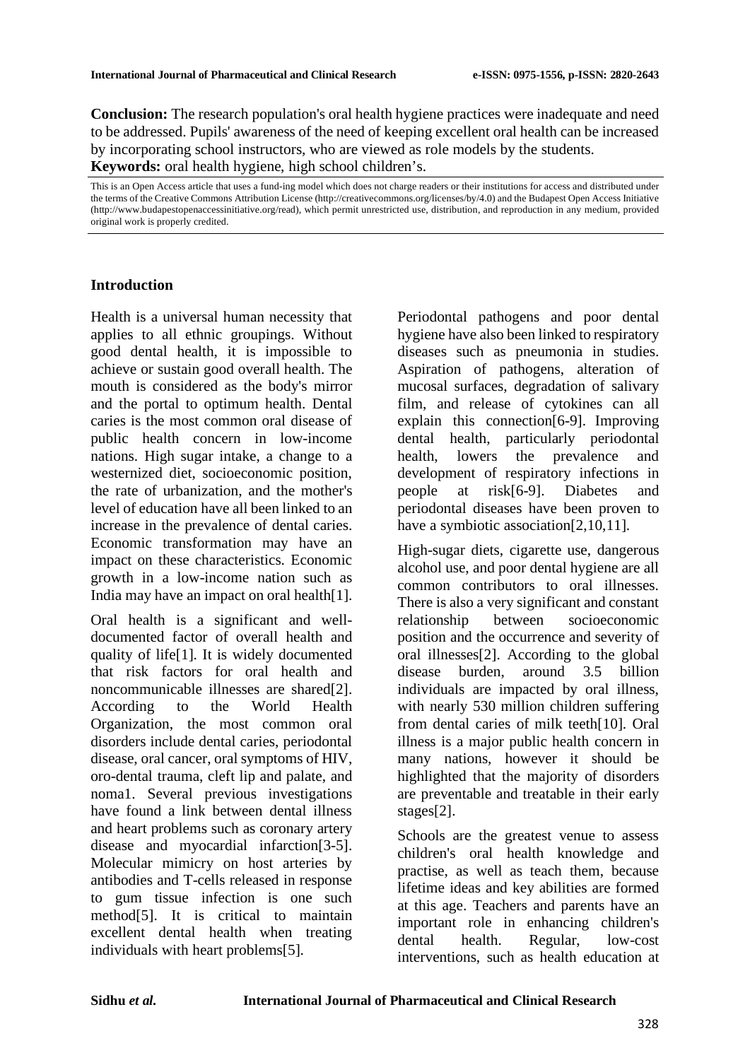**Conclusion:** The research population's oral health hygiene practices were inadequate and need to be addressed. Pupils' awareness of the need of keeping excellent oral health can be increased by incorporating school instructors, who are viewed as role models by the students.

**Keywords:** oral health hygiene, high school children's.

This is an Open Access article that uses a fund-ing model which does not charge readers or their institutions for access and distributed under the terms of the Creative Commons Attribution License (http://creativecommons.org/licenses/by/4.0) and the Budapest Open Access Initiative (http://www.budapestopenaccessinitiative.org/read), which permit unrestricted use, distribution, and reproduction in any medium, provided original work is properly credited.

## Introduction

Health is a universal human necessity that applies to all ethnic groupings. Without good dental health, it is impossible to achieve or sustain good overall health. The mouth is considered as the body's mirror and the portal to optimum health. Dental caries is the most common oral disease of public health concern in low-income nations. High sugar intake, a change to a westernized diet, socioeconomic position, the rate of urbanization, and the mother's level of education have all been linked to an increase in the prevalence of dental caries. Economic transformation may have an impact on these characteristics. Economic growth in a low-income nation such as India may have an impact on oral health[1].

Oral health is a significant and well-documented factor of overall health and quality of life[1]. It is widely documented that risk factors for oral health and noncommunicable illnesses are shared[2]. According to the World Health Organization, the most common oral disorders include dental caries, periodontal disease, oral cancer, oral symptoms of HIV, oro-dental trauma, cleft lip and palate, and noma1. Several previous investigations have found a link between dental illness and heart problems such as coronary artery disease and myocardial infarction[3-5]. Molecular mimicry on host arteries by antibodies and T-cells released in response to gum tissue infection is one such method[5]. It is critical to maintain excellent dental health when treating individuals with heart problems[5].

Periodontal pathogens and poor dental hygiene have also been linked to respiratory diseases such as pneumonia in studies. Aspiration of pathogens, alteration of mucosal surfaces, degradation of salivary film, and release of cytokines can all explain this connection[6-9]. Improving dental health, particularly periodontal health, lowers the prevalence and development of respiratory infections in people at risk[6-9]. Diabetes and periodontal diseases have been proven to have a symbiotic association[2,10,11].

High-sugar diets, cigarette use, dangerous alcohol use, and poor dental hygiene are all common contributors to oral illnesses. There is also a very significant and constant relationship between socioeconomic position and the occurrence and severity of oral illnesses[2]. According to the global disease burden, around 3.5 billion individuals are impacted by oral illness, with nearly 530 million children suffering from dental caries of milk teeth[10]. Oral illness is a major public health concern in many nations, however it should be highlighted that the majority of disorders are preventable and treatable in their early stages[2].

Schools are the greatest venue to assess children's oral health knowledge and practise, as well as teach them, because lifetime ideas and key abilities are formed at this age. Teachers and parents have an important role in enhancing children's dental health. Regular, low-cost interventions, such as health education at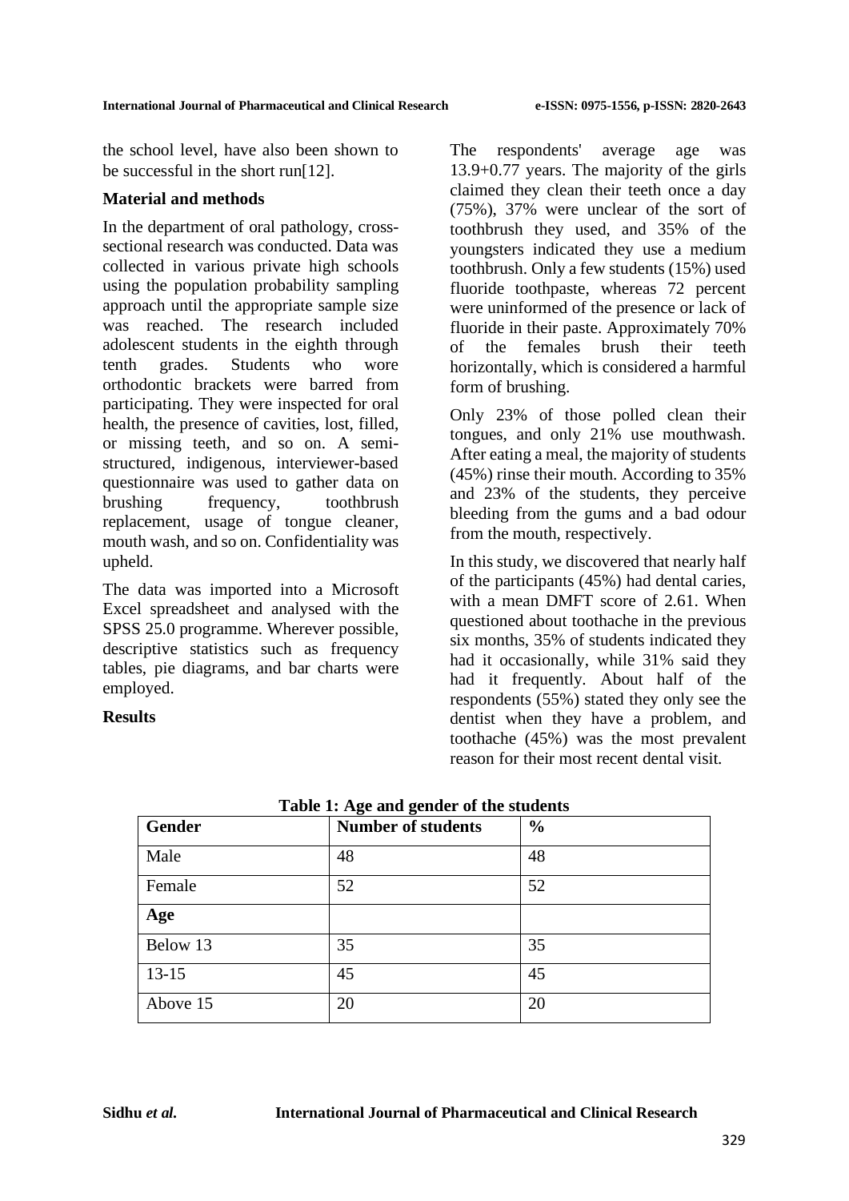the school level, have also been shown to be successful in the short run[12].

## Material and methods

In the department of oral pathology, cross-sectional research was conducted. Data was collected in various private high schools using the population probability sampling approach until the appropriate sample size was reached. The research included adolescent students in the eighth through tenth grades. Students who wore orthodontic brackets were barred from participating. They were inspected for oral health, the presence of cavities, lost, filled, or missing teeth, and so on. A semi-structured, indigenous, interviewer-based questionnaire was used to gather data on brushing frequency, toothbrush replacement, usage of tongue cleaner, mouth wash, and so on. Confidentiality was upheld.

The data was imported into a Microsoft Excel spreadsheet and analysed with the SPSS 25.0 programme. Wherever possible, descriptive statistics such as frequency tables, pie diagrams, and bar charts were employed.

## Results

The respondents' average age was 13.9+0.77 years. The majority of the girls claimed they clean their teeth once a day (75%), 37% were unclear of the sort of toothbrush they used, and 35% of the youngsters indicated they use a medium toothbrush. Only a few students (15%) used fluoride toothpaste, whereas 72 percent were uninformed of the presence or lack of fluoride in their paste. Approximately 70% of the females brush their teeth horizontally, which is considered a harmful form of brushing.

Only 23% of those polled clean their tongues, and only 21% use mouthwash. After eating a meal, the majority of students (45%) rinse their mouth. According to 35% and 23% of the students, they perceive bleeding from the gums and a bad odour from the mouth, respectively.

In this study, we discovered that nearly half of the participants (45%) had dental caries, with a mean DMFT score of 2.61. When questioned about toothache in the previous six months, 35% of students indicated they had it occasionally, while 31% said they had it frequently. About half of the respondents (55%) stated they only see the dentist when they have a problem, and toothache (45%) was the most prevalent reason for their most recent dental visit.

**Table 1: Age and gender of the students**

| Gender | Number of students | % |
|---|---|---|
| Male | 48 | 48 |
| Female | 52 | 52 |
| **Age** | | |
| Below 13 | 35 | 35 |
| 13-15 | 45 | 45 |
| Above 15 | 20 | 20 |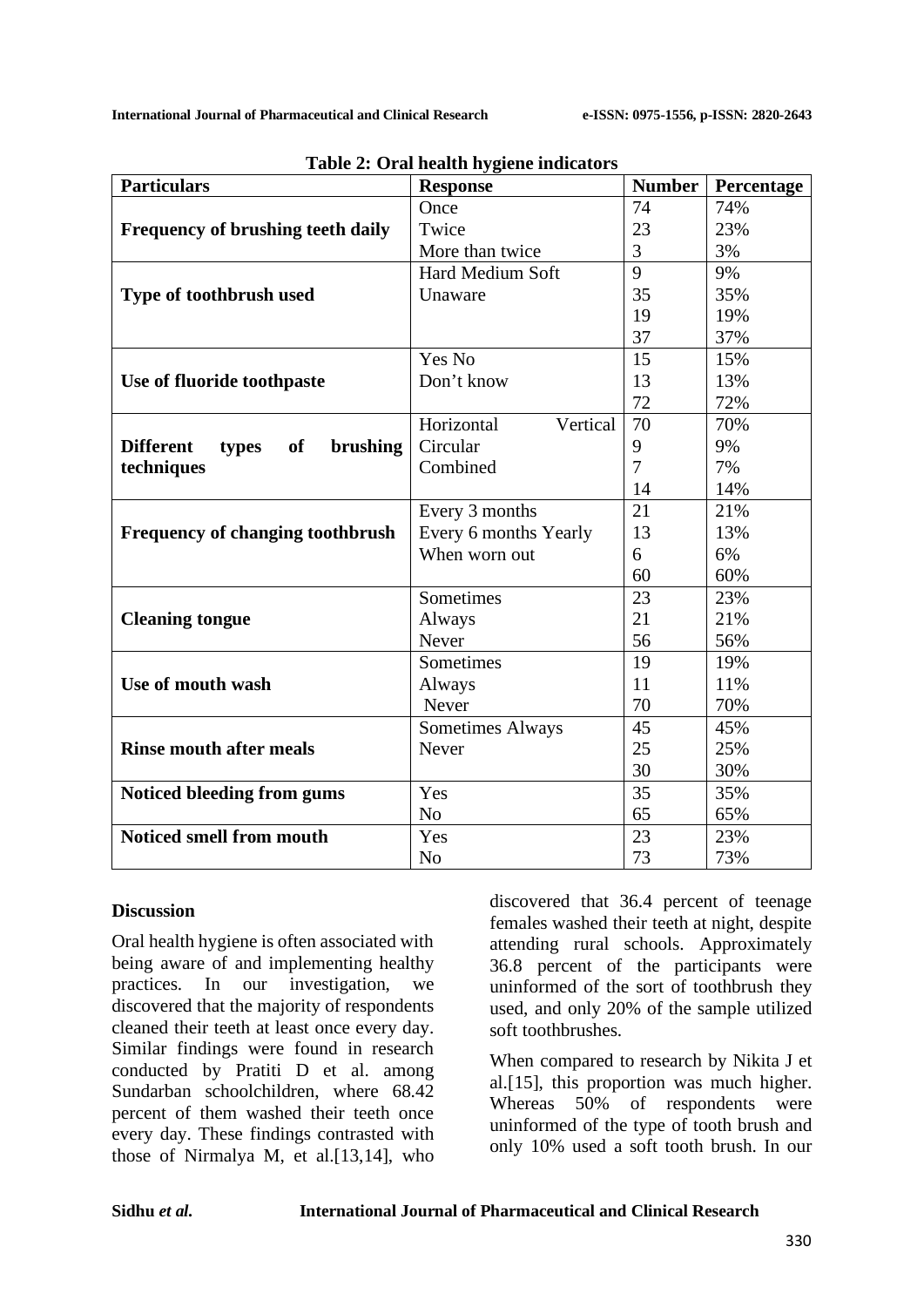**Table 2: Oral health hygiene indicators**

| Particulars | Response | Number | Percentage |
|---|---|---|---|
| **Frequency of brushing teeth daily** | Once | 74 | 74% |
| | Twice | 23 | 23% |
| | More than twice | 3 | 3% |
| **Type of toothbrush used** | Hard Medium Soft | 9 | 9% |
| | Unaware | 35 | 35% |
| | | 19 | 19% |
| | | 37 | 37% |
| **Use of fluoride toothpaste** | Yes No | 15 | 15% |
| | Don't know | 13 | 13% |
| | | 72 | 72% |
| **Different types of brushing techniques** | Horizontal Vertical | 70 | 70% |
| | Circular | 9 | 9% |
| | Combined | 7 | 7% |
| | | 14 | 14% |
| **Frequency of changing toothbrush** | Every 3 months | 21 | 21% |
| | Every 6 months Yearly | 13 | 13% |
| | When worn out | 6 | 6% |
| | | 60 | 60% |
| **Cleaning tongue** | Sometimes | 23 | 23% |
| | Always | 21 | 21% |
| | Never | 56 | 56% |
| **Use of mouth wash** | Sometimes | 19 | 19% |
| | Always | 11 | 11% |
| | Never | 70 | 70% |
| **Rinse mouth after meals** | Sometimes Always | 45 | 45% |
| | Never | 25 | 25% |
| | | 30 | 30% |
| **Noticed bleeding from gums** | Yes | 35 | 35% |
| | No | 65 | 65% |
| **Noticed smell from mouth** | Yes | 23 | 23% |
| | No | 73 | 73% |

## Discussion

Oral health hygiene is often associated with being aware of and implementing healthy practices. In our investigation, we discovered that the majority of respondents cleaned their teeth at least once every day. Similar findings were found in research conducted by Pratiti D et al. among Sundarban schoolchildren, where 68.42 percent of them washed their teeth once every day. These findings contrasted with those of Nirmalya M, et al.[13,14], who discovered that 36.4 percent of teenage females washed their teeth at night, despite attending rural schools. Approximately 36.8 percent of the participants were uninformed of the sort of toothbrush they used, and only 20% of the sample utilized soft toothbrushes.

When compared to research by Nikita J et al.[15], this proportion was much higher. Whereas 50% of respondents were uninformed of the type of tooth brush and only 10% used a soft tooth brush. In our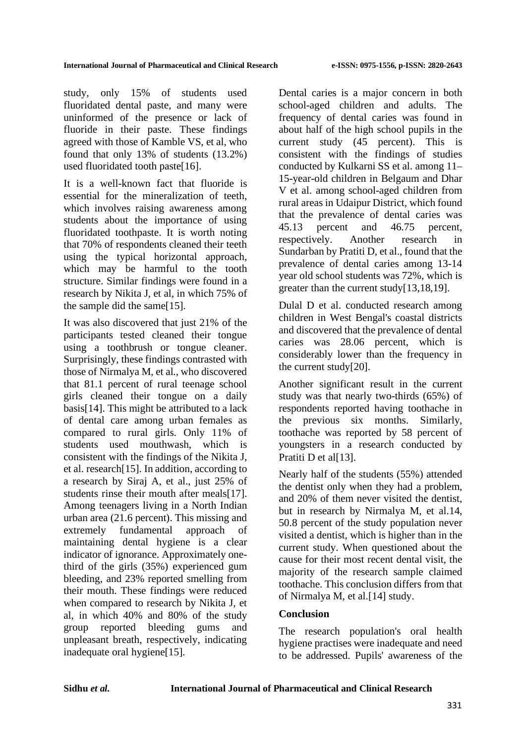study, only 15% of students used fluoridated dental paste, and many were uninformed of the presence or lack of fluoride in their paste. These findings agreed with those of Kamble VS, et al, who found that only 13% of students (13.2%) used fluoridated tooth paste[16].

It is a well-known fact that fluoride is essential for the mineralization of teeth, which involves raising awareness among students about the importance of using fluoridated toothpaste. It is worth noting that 70% of respondents cleaned their teeth using the typical horizontal approach, which may be harmful to the tooth structure. Similar findings were found in a research by Nikita J, et al, in which 75% of the sample did the same[15].

It was also discovered that just 21% of the participants tested cleaned their tongue using a toothbrush or tongue cleaner. Surprisingly, these findings contrasted with those of Nirmalya M, et al., who discovered that 81.1 percent of rural teenage school girls cleaned their tongue on a daily basis[14]. This might be attributed to a lack of dental care among urban females as compared to rural girls. Only 11% of students used mouthwash, which is consistent with the findings of the Nikita J, et al. research[15]. In addition, according to a research by Siraj A, et al., just 25% of students rinse their mouth after meals[17]. Among teenagers living in a North Indian urban area (21.6 percent). This missing and extremely fundamental approach of maintaining dental hygiene is a clear indicator of ignorance. Approximately one-third of the girls (35%) experienced gum bleeding, and 23% reported smelling from their mouth. These findings were reduced when compared to research by Nikita J, et al, in which 40% and 80% of the study group reported bleeding gums and unpleasant breath, respectively, indicating inadequate oral hygiene[15].

Dental caries is a major concern in both school-aged children and adults. The frequency of dental caries was found in about half of the high school pupils in the current study (45 percent). This is consistent with the findings of studies conducted by Kulkarni SS et al. among 11–15-year-old children in Belgaum and Dhar V et al. among school-aged children from rural areas in Udaipur District, which found that the prevalence of dental caries was 45.13 percent and 46.75 percent, respectively. Another research in Sundarban by Pratiti D, et al., found that the prevalence of dental caries among 13-14 year old school students was 72%, which is greater than the current study[13,18,19].

Dulal D et al. conducted research among children in West Bengal's coastal districts and discovered that the prevalence of dental caries was 28.06 percent, which is considerably lower than the frequency in the current study[20].

Another significant result in the current study was that nearly two-thirds (65%) of respondents reported having toothache in the previous six months. Similarly, toothache was reported by 58 percent of youngsters in a research conducted by Pratiti D et al[13].

Nearly half of the students (55%) attended the dentist only when they had a problem, and 20% of them never visited the dentist, but in research by Nirmalya M, et al.14, 50.8 percent of the study population never visited a dentist, which is higher than in the current study. When questioned about the cause for their most recent dental visit, the majority of the research sample claimed toothache. This conclusion differs from that of Nirmalya M, et al.[14] study.

## Conclusion

The research population's oral health hygiene practises were inadequate and need to be addressed. Pupils' awareness of the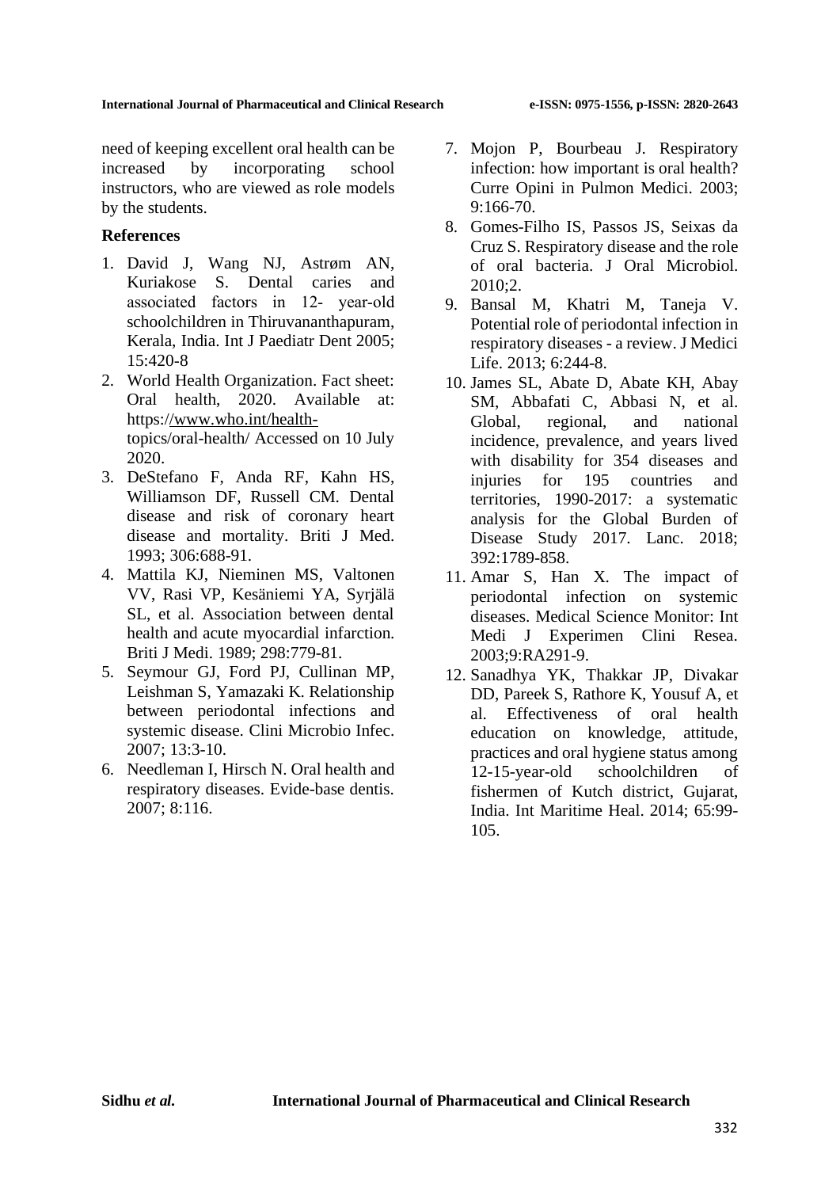need of keeping excellent oral health can be increased by incorporating school instructors, who are viewed as role models by the students.

## References

1. David J, Wang NJ, Astrøm AN, Kuriakose S. Dental caries and associated factors in 12- year-old schoolchildren in Thiruvananthapuram, Kerala, India. Int J Paediatr Dent 2005; 15:420-8
2. World Health Organization. Fact sheet: Oral health, 2020. Available at: https://www.who.int/health-topics/oral-health/ Accessed on 10 July 2020.
3. DeStefano F, Anda RF, Kahn HS, Williamson DF, Russell CM. Dental disease and risk of coronary heart disease and mortality. Briti J Med. 1993; 306:688-91.
4. Mattila KJ, Nieminen MS, Valtonen VV, Rasi VP, Kesäniemi YA, Syrjälä SL, et al. Association between dental health and acute myocardial infarction. Briti J Medi. 1989; 298:779-81.
5. Seymour GJ, Ford PJ, Cullinan MP, Leishman S, Yamazaki K. Relationship between periodontal infections and systemic disease. Clini Microbio Infec. 2007; 13:3-10.
6. Needleman I, Hirsch N. Oral health and respiratory diseases. Evide-base dentis. 2007; 8:116.
7. Mojon P, Bourbeau J. Respiratory infection: how important is oral health? Curre Opini in Pulmon Medici. 2003; 9:166-70.
8. Gomes-Filho IS, Passos JS, Seixas da Cruz S. Respiratory disease and the role of oral bacteria. J Oral Microbiol. 2010;2.
9. Bansal M, Khatri M, Taneja V. Potential role of periodontal infection in respiratory diseases - a review. J Medici Life. 2013; 6:244-8.
10. James SL, Abate D, Abate KH, Abay SM, Abbafati C, Abbasi N, et al. Global, regional, and national incidence, prevalence, and years lived with disability for 354 diseases and injuries for 195 countries and territories, 1990-2017: a systematic analysis for the Global Burden of Disease Study 2017. Lanc. 2018; 392:1789-858.
11. Amar S, Han X. The impact of periodontal infection on systemic diseases. Medical Science Monitor: Int Medi J Experimen Clini Resea. 2003;9:RA291-9.
12. Sanadhya YK, Thakkar JP, Divakar DD, Pareek S, Rathore K, Yousuf A, et al. Effectiveness of oral health education on knowledge, attitude, practices and oral hygiene status among 12-15-year-old schoolchildren of fishermen of Kutch district, Gujarat, India. Int Maritime Heal. 2014; 65:99-105.